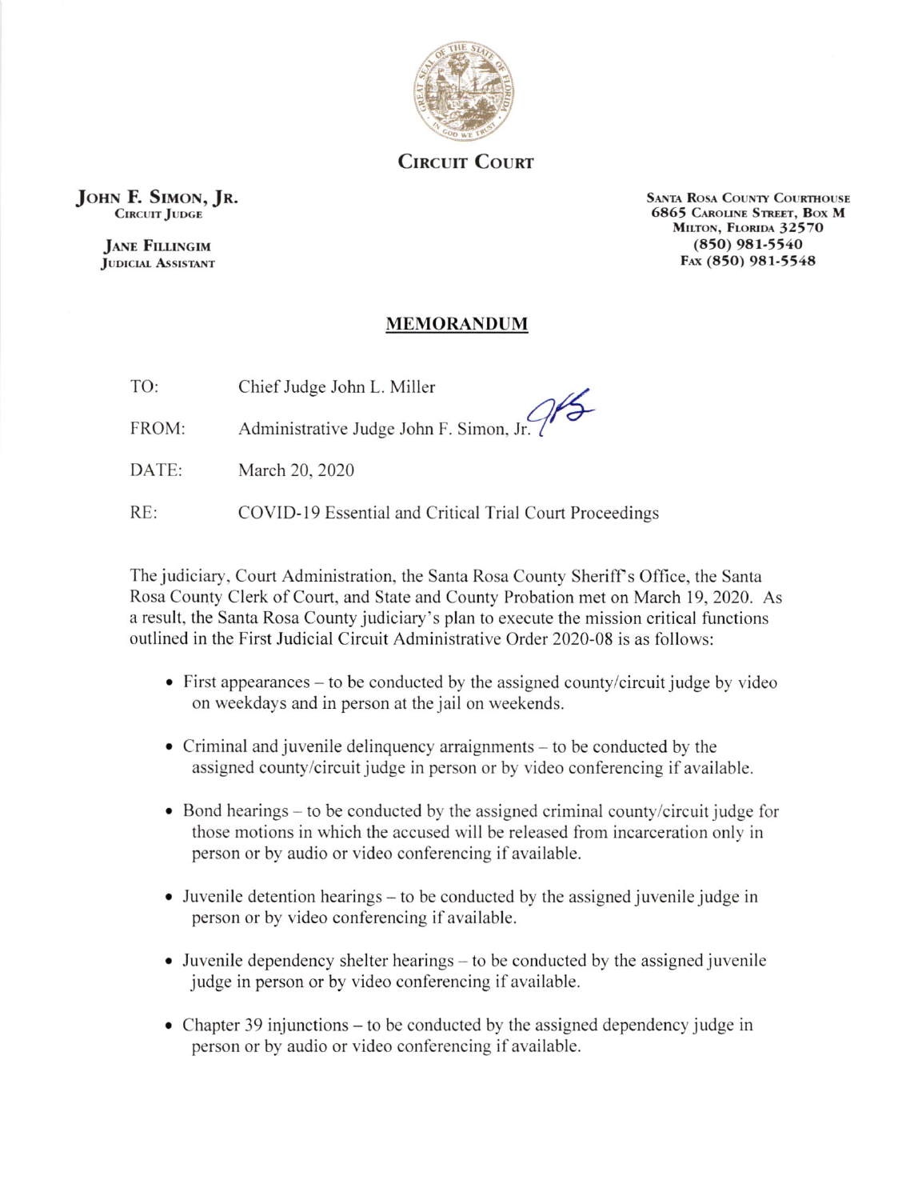**CIRCUIT COURT**

**JOHN F. SIMON, JR.**
CIRCUIT JUDGE

**JANE FILLINGIM**
JUDICIAL ASSISTANT

SANTA ROSA COUNTY COURTHOUSE
6865 CAROLINE STREET, BOX M
MILTON, FLORIDA 32570
(850) 981-5540
FAX (850) 981-5548

# MEMORANDUM

TO: Chief Judge John L. Miller

FROM: Administrative Judge John F. Simon, Jr.

DATE: March 20, 2020

RE: COVID-19 Essential and Critical Trial Court Proceedings

The judiciary, Court Administration, the Santa Rosa County Sheriff's Office, the Santa Rosa County Clerk of Court, and State and County Probation met on March 19, 2020. As a result, the Santa Rosa County judiciary's plan to execute the mission critical functions outlined in the First Judicial Circuit Administrative Order 2020-08 is as follows:

- First appearances – to be conducted by the assigned county/circuit judge by video on weekdays and in person at the jail on weekends.
- Criminal and juvenile delinquency arraignments – to be conducted by the assigned county/circuit judge in person or by video conferencing if available.
- Bond hearings – to be conducted by the assigned criminal county/circuit judge for those motions in which the accused will be released from incarceration only in person or by audio or video conferencing if available.
- Juvenile detention hearings – to be conducted by the assigned juvenile judge in person or by video conferencing if available.
- Juvenile dependency shelter hearings – to be conducted by the assigned juvenile judge in person or by video conferencing if available.
- Chapter 39 injunctions – to be conducted by the assigned dependency judge in person or by audio or video conferencing if available.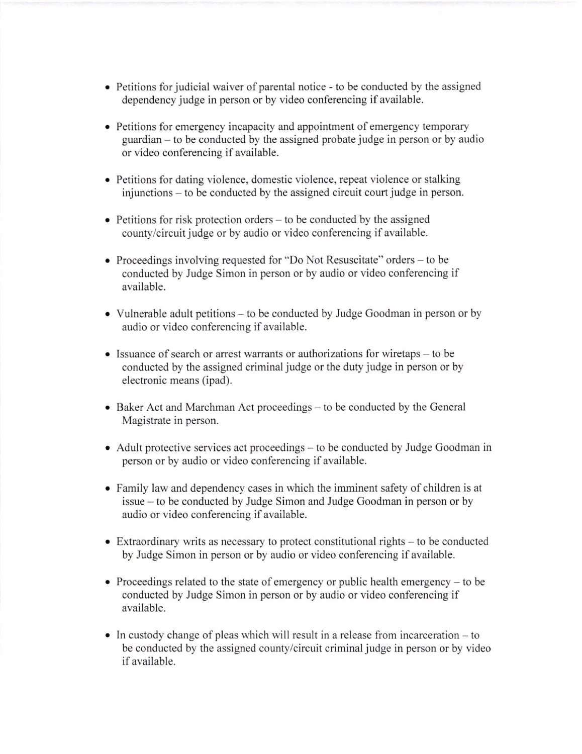- Petitions for judicial waiver of parental notice - to be conducted by the assigned dependency judge in person or by video conferencing if available.
- Petitions for emergency incapacity and appointment of emergency temporary guardian – to be conducted by the assigned probate judge in person or by audio or video conferencing if available.
- Petitions for dating violence, domestic violence, repeat violence or stalking injunctions – to be conducted by the assigned circuit court judge in person.
- Petitions for risk protection orders – to be conducted by the assigned county/circuit judge or by audio or video conferencing if available.
- Proceedings involving requested for "Do Not Resuscitate" orders – to be conducted by Judge Simon in person or by audio or video conferencing if available.
- Vulnerable adult petitions – to be conducted by Judge Goodman in person or by audio or video conferencing if available.
- Issuance of search or arrest warrants or authorizations for wiretaps – to be conducted by the assigned criminal judge or the duty judge in person or by electronic means (ipad).
- Baker Act and Marchman Act proceedings – to be conducted by the General Magistrate in person.
- Adult protective services act proceedings – to be conducted by Judge Goodman in person or by audio or video conferencing if available.
- Family law and dependency cases in which the imminent safety of children is at issue – to be conducted by Judge Simon and Judge Goodman in person or by audio or video conferencing if available.
- Extraordinary writs as necessary to protect constitutional rights – to be conducted by Judge Simon in person or by audio or video conferencing if available.
- Proceedings related to the state of emergency or public health emergency – to be conducted by Judge Simon in person or by audio or video conferencing if available.
- In custody change of pleas which will result in a release from incarceration – to be conducted by the assigned county/circuit criminal judge in person or by video if available.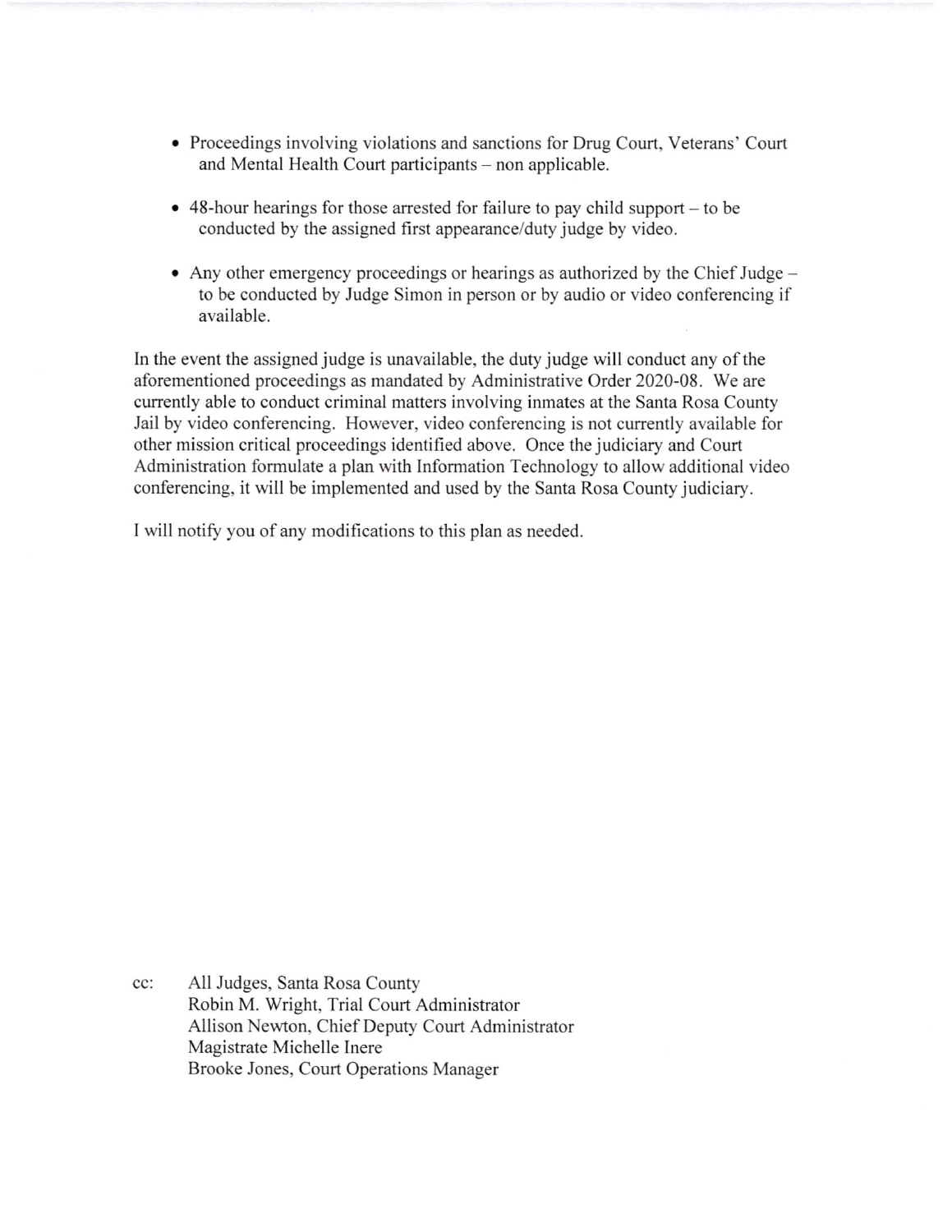- Proceedings involving violations and sanctions for Drug Court, Veterans' Court and Mental Health Court participants – non applicable.

- 48-hour hearings for those arrested for failure to pay child support – to be conducted by the assigned first appearance/duty judge by video.

- Any other emergency proceedings or hearings as authorized by the Chief Judge – to be conducted by Judge Simon in person or by audio or video conferencing if available.

In the event the assigned judge is unavailable, the duty judge will conduct any of the aforementioned proceedings as mandated by Administrative Order 2020-08. We are currently able to conduct criminal matters involving inmates at the Santa Rosa County Jail by video conferencing. However, video conferencing is not currently available for other mission critical proceedings identified above. Once the judiciary and Court Administration formulate a plan with Information Technology to allow additional video conferencing, it will be implemented and used by the Santa Rosa County judiciary.

I will notify you of any modifications to this plan as needed.

cc: All Judges, Santa Rosa County
Robin M. Wright, Trial Court Administrator
Allison Newton, Chief Deputy Court Administrator
Magistrate Michelle Inere
Brooke Jones, Court Operations Manager